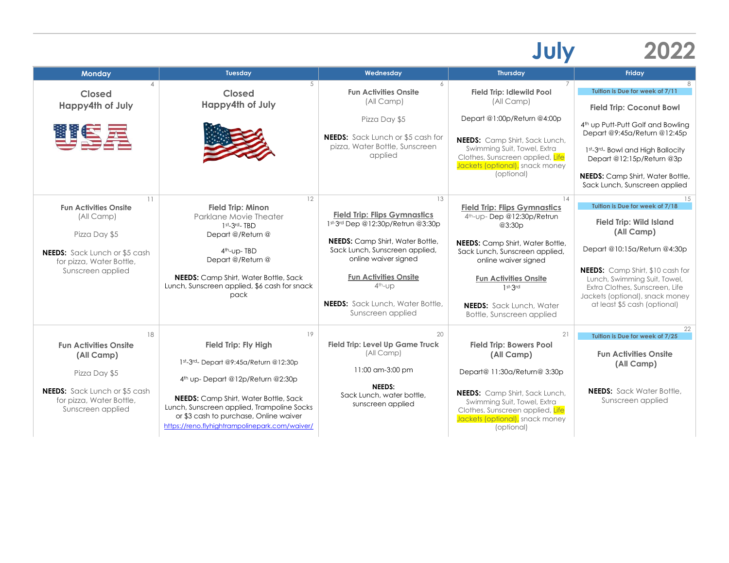# July 2022

| Monday | Tuesday | Wednesday | Thursday | Friday |
| --- | --- | --- | --- | --- |
| 4<br>**Closed**<br>**Happy4th of July** | 5<br>**Closed**<br>**Happy4th of July** | 6<br>**Fun Activities Onsite**<br>(All Camp)<br><br>Pizza Day $5<br><br>**NEEDS:** Sack Lunch or $5 cash for pizza, Water Bottle, Sunscreen applied | 7<br>**Field Trip: Idlewild Pool**<br>(All Camp)<br><br>Depart @1:00p/Return @4:00p<br><br>**NEEDS:** Camp Shirt, Sack Lunch, Swimming Suit, Towel, Extra Clothes, Sunscreen applied, Life Jackets (optional), snack money (optional) | 8<br>**Tuition is Due for week of 7/11**<br><br>**Field Trip: Coconut Bowl**<br><br>4th up Putt-Putt Golf and Bowling Depart @9:45a/Return @12:45p<br><br>1st-3rd- Bowl and High Ballocity Depart @12:15p/Return @3p<br><br>**NEEDS:** Camp Shirt, Water Bottle, Sack Lunch, Sunscreen applied |
| 11<br>**Fun Activities Onsite**<br>(All Camp)<br><br>Pizza Day $5<br><br>**NEEDS:** Sack Lunch or $5 cash for pizza, Water Bottle, Sunscreen applied | 12<br>**Field Trip: Minon**<br>Parklane Movie Theater<br>1st-3rd- TBD<br>Depart @/Return @<br><br>4th-up- TBD<br>Depart @/Return @<br><br>**NEEDS:** Camp Shirt, Water Bottle, Sack Lunch, Sunscreen applied, $6 cash for snack pack | 13<br>**Field Trip: Flips Gymnastics**<br>1st-3rd Dep @12:30p/Retrun @3:30p<br><br>**NEEDS:** Camp Shirt, Water Bottle, Sack Lunch, Sunscreen applied, online waiver signed<br><br>**Fun Activities Onsite**<br>4th-up<br><br>**NEEDS:** Sack Lunch, Water Bottle, Sunscreen applied | 14<br>**Field Trip: Flips Gymnastics**<br>4th-up- Dep @12:30p/Retrun @3:30p<br><br>**NEEDS:** Camp Shirt, Water Bottle, Sack Lunch, Sunscreen applied, online waiver signed<br><br>**Fun Activities Onsite**<br>1st-3rd<br><br>**NEEDS:** Sack Lunch, Water Bottle, Sunscreen applied | 15<br>**Tuition is Due for week of 7/18**<br><br>**Field Trip: Wild Island (All Camp)**<br><br>Depart @10:15a/Return @4:30p<br><br>**NEEDS:** Camp Shirt, $10 cash for Lunch, Swimming Suit, Towel, Extra Clothes, Sunscreen, Life Jackets (optional), snack money at least $5 cash (optional) |
| 18<br>**Fun Activities Onsite (All Camp)**<br><br>Pizza Day $5<br><br>**NEEDS:** Sack Lunch or $5 cash for pizza, Water Bottle, Sunscreen applied | 19<br>**Field Trip: Fly High**<br><br>1st-3rd- Depart @9:45a/Return @12:30p<br><br>4th up- Depart @12p/Return @2:30p<br><br>**NEEDS:** Camp Shirt, Water Bottle, Sack Lunch, Sunscreen applied, Trampoline Socks or $3 cash to purchase, Online waiver<br>https://reno.flyhightrampolinepark.com/waiver/ | 20<br>**Field Trip: Level Up Game Truck**<br>(All Camp)<br><br>11:00 am-3:00 pm<br><br>**NEEDS:**<br>Sack Lunch, water bottle, sunscreen applied | 21<br>**Field Trip: Bowers Pool (All Camp)**<br><br>Depart@ 11:30a/Return@ 3:30p<br><br>**NEEDS:** Camp Shirt, Sack Lunch, Swimming Suit, Towel, Extra Clothes, Sunscreen applied, Life Jackets (optional), snack money (optional) | 22<br>**Tuition is Due for week of 7/25**<br><br>**Fun Activities Onsite (All Camp)**<br><br>**NEEDS:** Sack Water Bottle, Sunscreen applied |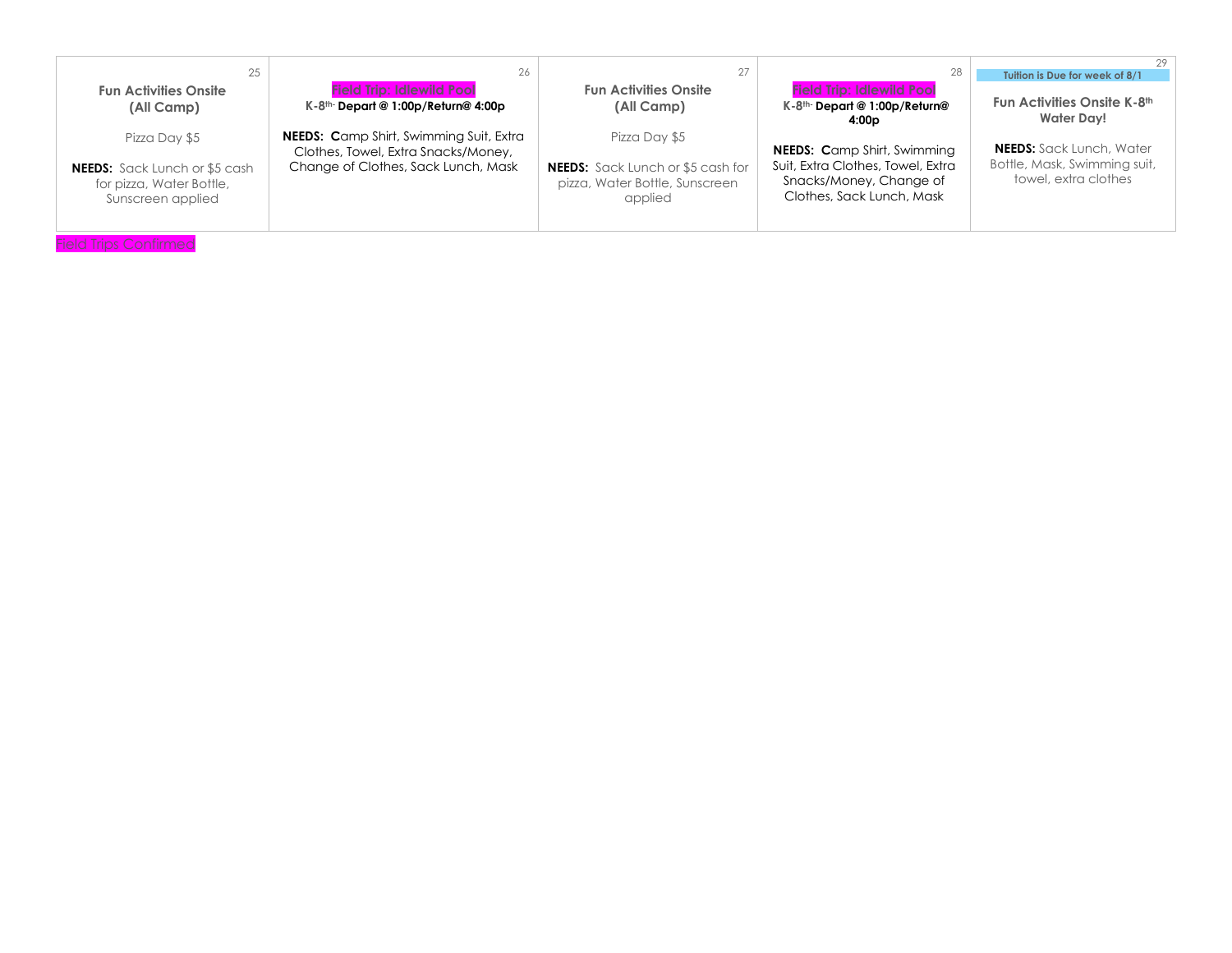| | | | | |
|---|---|---|---|---|
| 25<br>**Fun Activities Onsite (All Camp)**<br>Pizza Day $5<br>**NEEDS:** Sack Lunch or $5 cash for pizza, Water Bottle, Sunscreen applied | 26<br>**Field Trip: Idlewild Pool**<br>**K-8th- Depart @ 1:00p/Return@ 4:00p**<br>**NEEDS: C**amp Shirt, Swimming Suit, Extra Clothes, Towel, Extra Snacks/Money, Change of Clothes, Sack Lunch, Mask | 27<br>**Fun Activities Onsite (All Camp)**<br>Pizza Day $5<br>**NEEDS:** Sack Lunch or $5 cash for pizza, Water Bottle, Sunscreen applied | 28<br>**Field Trip: Idlewild Pool**<br>**K-8th- Depart @ 1:00p/Return@ 4:00p**<br>**NEEDS: C**amp Shirt, Swimming Suit, Extra Clothes, Towel, Extra Snacks/Money, Change of Clothes, Sack Lunch, Mask | 29<br>**Tuition is Due for week of 8/1**<br>**Fun Activities Onsite K-8th Water Day!**<br>**NEEDS:** Sack Lunch, Water Bottle, Mask, Swimming suit, towel, extra clothes |

Field Trips Confirmed